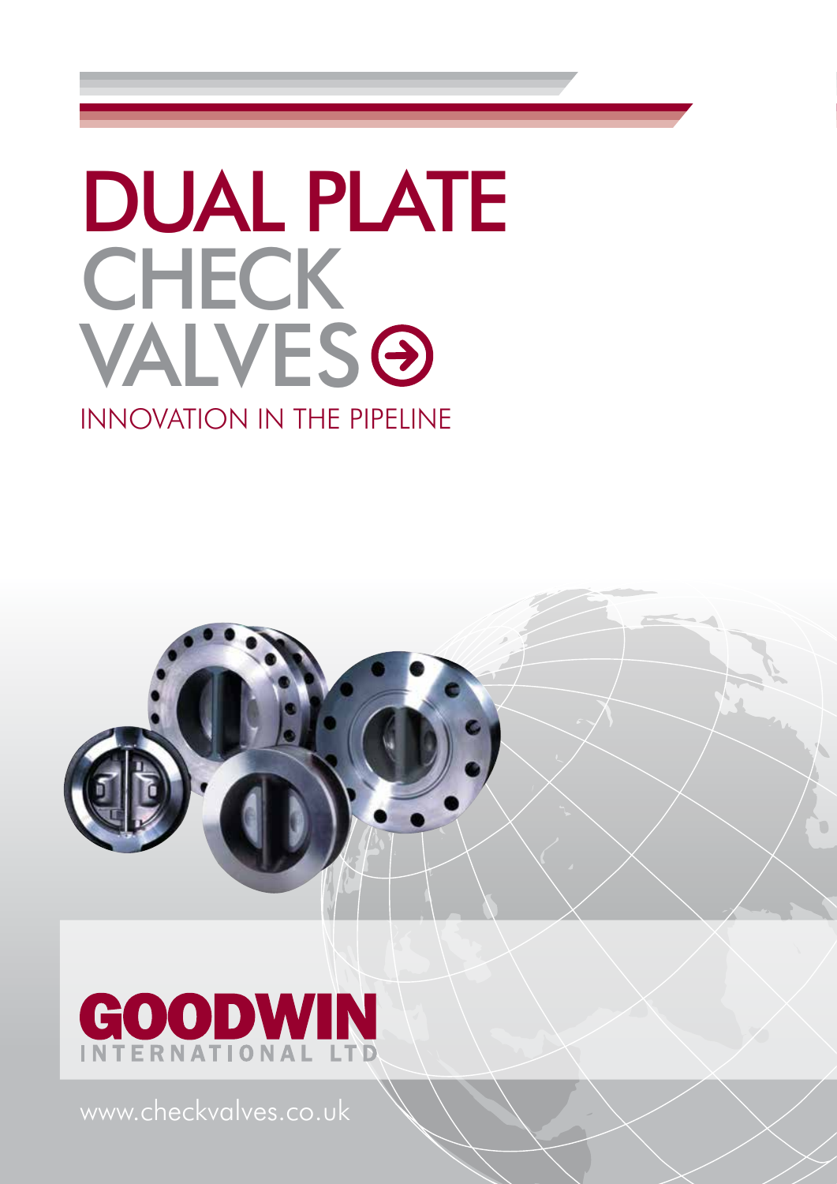# DUAL PLATE CHECK VALVES

INNOVATION IN THE PIPELINE

GOODWIN
INTERNATIONAL LTD

www.checkvalves.co.uk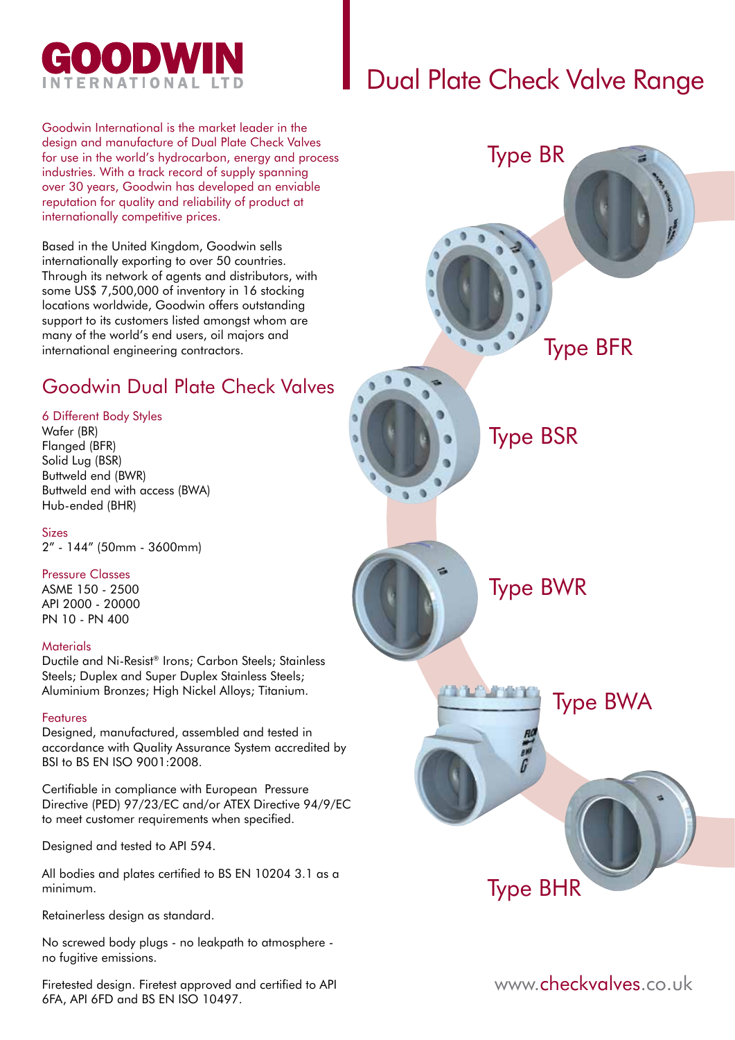# GOODWIN INTERNATIONAL LTD

# Dual Plate Check Valve Range

Goodwin International is the market leader in the design and manufacture of Dual Plate Check Valves for use in the world's hydrocarbon, energy and process industries. With a track record of supply spanning over 30 years, Goodwin has developed an enviable reputation for quality and reliability of product at internationally competitive prices.

Based in the United Kingdom, Goodwin sells internationally exporting to over 50 countries. Through its network of agents and distributors, with some US$ 7,500,000 of inventory in 16 stocking locations worldwide, Goodwin offers outstanding support to its customers listed amongst whom are many of the world's end users, oil majors and international engineering contractors.

## Goodwin Dual Plate Check Valves

### 6 Different Body Styles

Wafer (BR)
Flanged (BFR)
Solid Lug (BSR)
Buttweld end (BWR)
Buttweld end with access (BWA)
Hub-ended (BHR)

### Sizes

2" - 144" (50mm - 3600mm)

### Pressure Classes

ASME 150 - 2500
API 2000 - 20000
PN 10 - PN 400

### Materials

Ductile and Ni-Resist® Irons; Carbon Steels; Stainless Steels; Duplex and Super Duplex Stainless Steels; Aluminium Bronzes; High Nickel Alloys; Titanium.

### Features

Designed, manufactured, assembled and tested in accordance with Quality Assurance System accredited by BSI to BS EN ISO 9001:2008.

Certifiable in compliance with European Pressure Directive (PED) 97/23/EC and/or ATEX Directive 94/9/EC to meet customer requirements when specified.

Designed and tested to API 594.

All bodies and plates certified to BS EN 10204 3.1 as a minimum.

Retainerless design as standard.

No screwed body plugs - no leakpath to atmosphere - no fugitive emissions.

Firetested design. Firetest approved and certified to API 6FA, API 6FD and BS EN ISO 10497.

Type BR

Type BFR

Type BSR

Type BWR

Type BWA

Type BHR

www.checkvalves.co.uk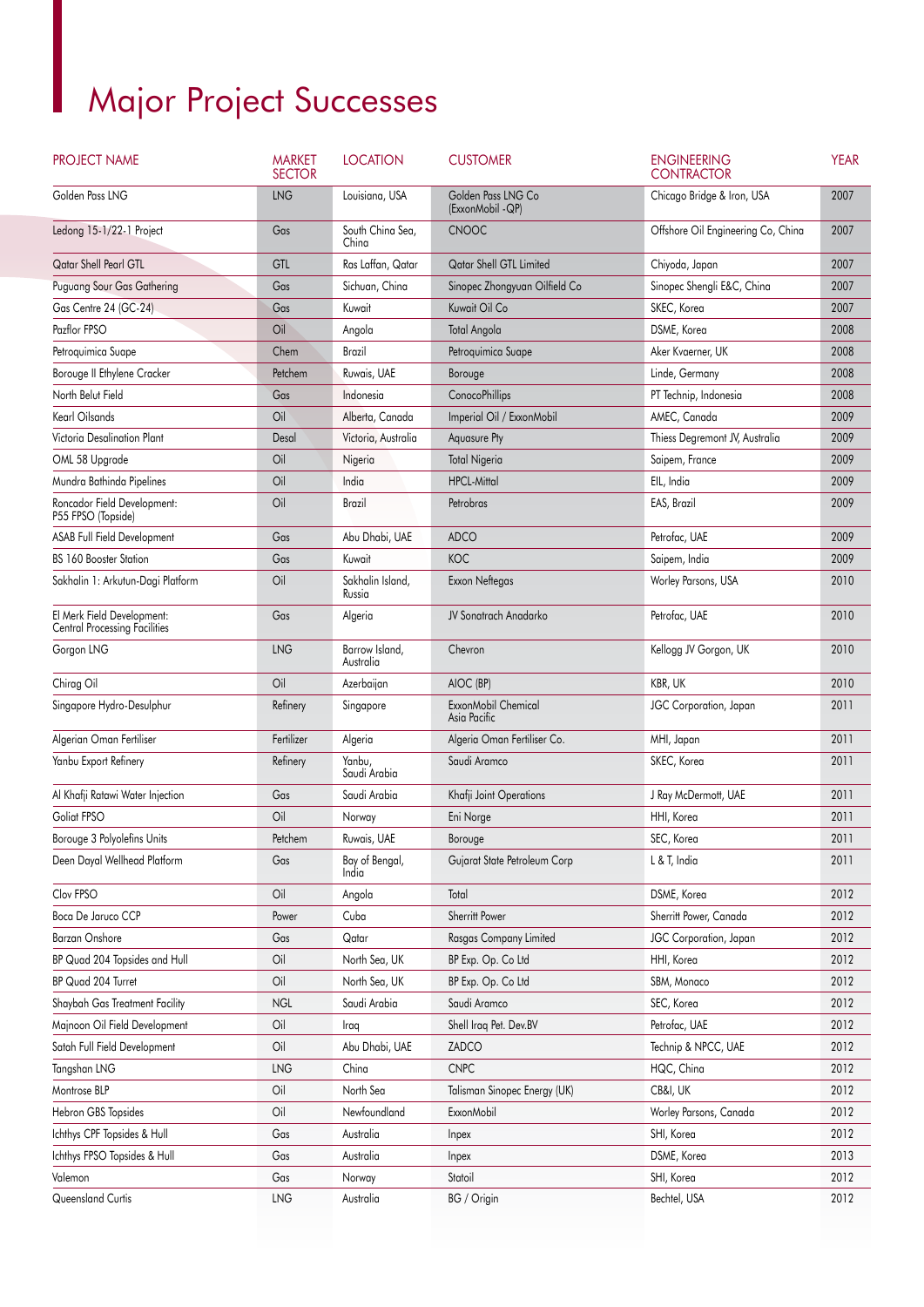# Major Project Successes

| PROJECT NAME | MARKET SECTOR | LOCATION | CUSTOMER | ENGINEERING CONTRACTOR | YEAR |
|---|---|---|---|---|---|
| Golden Pass LNG | LNG | Louisiana, USA | Golden Pass LNG Co (ExxonMobil -QP) | Chicago Bridge & Iron, USA | 2007 |
| Ledong 15-1/22-1 Project | Gas | South China Sea, China | CNOOC | Offshore Oil Engineering Co, China | 2007 |
| Qatar Shell Pearl GTL | GTL | Ras Laffan, Qatar | Qatar Shell GTL Limited | Chiyoda, Japan | 2007 |
| Puguang Sour Gas Gathering | Gas | Sichuan, China | Sinopec Zhongyuan Oilfield Co | Sinopec Shengli E&C, China | 2007 |
| Gas Centre 24 (GC-24) | Gas | Kuwait | Kuwait Oil Co | SKEC, Korea | 2007 |
| Pazflor FPSO | Oil | Angola | Total Angola | DSME, Korea | 2008 |
| Petroquimica Suape | Chem | Brazil | Petroquimica Suape | Aker Kvaerner, UK | 2008 |
| Borouge II Ethylene Cracker | Petchem | Ruwais, UAE | Borouge | Linde, Germany | 2008 |
| North Belut Field | Gas | Indonesia | ConocoPhillips | PT Technip, Indonesia | 2008 |
| Kearl Oilsands | Oil | Alberta, Canada | Imperial Oil / ExxonMobil | AMEC, Canada | 2009 |
| Victoria Desalination Plant | Desal | Victoria, Australia | Aquasure Pty | Thiess Degremont JV, Australia | 2009 |
| OML 58 Upgrade | Oil | Nigeria | Total Nigeria | Saipem, France | 2009 |
| Mundra Bathinda Pipelines | Oil | India | HPCL-Mittal | EIL, India | 2009 |
| Roncador Field Development: P55 FPSO (Topside) | Oil | Brazil | Petrobras | EAS, Brazil | 2009 |
| ASAB Full Field Development | Gas | Abu Dhabi, UAE | ADCO | Petrofac, UAE | 2009 |
| BS 160 Booster Station | Gas | Kuwait | KOC | Saipem, India | 2009 |
| Sakhalin 1: Arkutun-Dagi Platform | Oil | Sakhalin Island, Russia | Exxon Neftegas | Worley Parsons, USA | 2010 |
| El Merk Field Development: Central Processing Facilities | Gas | Algeria | JV Sonatrach Anadarko | Petrofac, UAE | 2010 |
| Gorgon LNG | LNG | Barrow Island, Australia | Chevron | Kellogg JV Gorgon, UK | 2010 |
| Chirag Oil | Oil | Azerbaijan | AIOC (BP) | KBR, UK | 2010 |
| Singapore Hydro-Desulphur | Refinery | Singapore | ExxonMobil Chemical Asia Pacific | JGC Corporation, Japan | 2011 |
| Algerian Oman Fertiliser | Fertilizer | Algeria | Algeria Oman Fertiliser Co. | MHI, Japan | 2011 |
| Yanbu Export Refinery | Refinery | Yanbu, Saudi Arabia | Saudi Aramco | SKEC, Korea | 2011 |
| Al Khafji Ratawi Water Injection | Gas | Saudi Arabia | Khafji Joint Operations | J Ray McDermott, UAE | 2011 |
| Goliat FPSO | Oil | Norway | Eni Norge | HHI, Korea | 2011 |
| Borouge 3 Polyolefins Units | Petchem | Ruwais, UAE | Borouge | SEC, Korea | 2011 |
| Deen Dayal Wellhead Platform | Gas | Bay of Bengal, India | Gujarat State Petroleum Corp | L & T, India | 2011 |
| Clov FPSO | Oil | Angola | Total | DSME, Korea | 2012 |
| Boca De Jaruco CCP | Power | Cuba | Sherritt Power | Sherritt Power, Canada | 2012 |
| Barzan Onshore | Gas | Qatar | Rasgas Company Limited | JGC Corporation, Japan | 2012 |
| BP Quad 204 Topsides and Hull | Oil | North Sea, UK | BP Exp. Op. Co Ltd | HHI, Korea | 2012 |
| BP Quad 204 Turret | Oil | North Sea, UK | BP Exp. Op. Co Ltd | SBM, Monaco | 2012 |
| Shaybah Gas Treatment Facility | NGL | Saudi Arabia | Saudi Aramco | SEC, Korea | 2012 |
| Majnoon Oil Field Development | Oil | Iraq | Shell Iraq Pet. Dev.BV | Petrofac, UAE | 2012 |
| Satah Full Field Development | Oil | Abu Dhabi, UAE | ZADCO | Technip & NPCC, UAE | 2012 |
| Tangshan LNG | LNG | China | CNPC | HQC, China | 2012 |
| Montrose BLP | Oil | North Sea | Talisman Sinopec Energy (UK) | CB&I, UK | 2012 |
| Hebron GBS Topsides | Oil | Newfoundland | ExxonMobil | Worley Parsons, Canada | 2012 |
| Ichthys CPF Topsides & Hull | Gas | Australia | Inpex | SHI, Korea | 2012 |
| Ichthys FPSO Topsides & Hull | Gas | Australia | Inpex | DSME, Korea | 2013 |
| Valemon | Gas | Norway | Statoil | SHI, Korea | 2012 |
| Queensland Curtis | LNG | Australia | BG / Origin | Bechtel, USA | 2012 |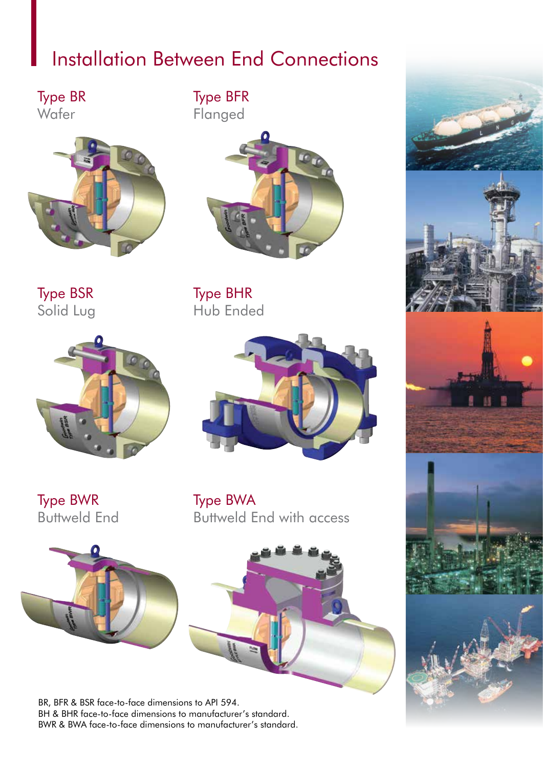# Installation Between End Connections

## Type BR
Wafer

## Type BFR
Flanged

## Type BSR
Solid Lug

## Type BHR
Hub Ended

## Type BWR
Buttweld End

## Type BWA
Buttweld End with access

BR, BFR & BSR face-to-face dimensions to API 594.
BH & BHR face-to-face dimensions to manufacturer's standard.
BWR & BWA face-to-face dimensions to manufacturer's standard.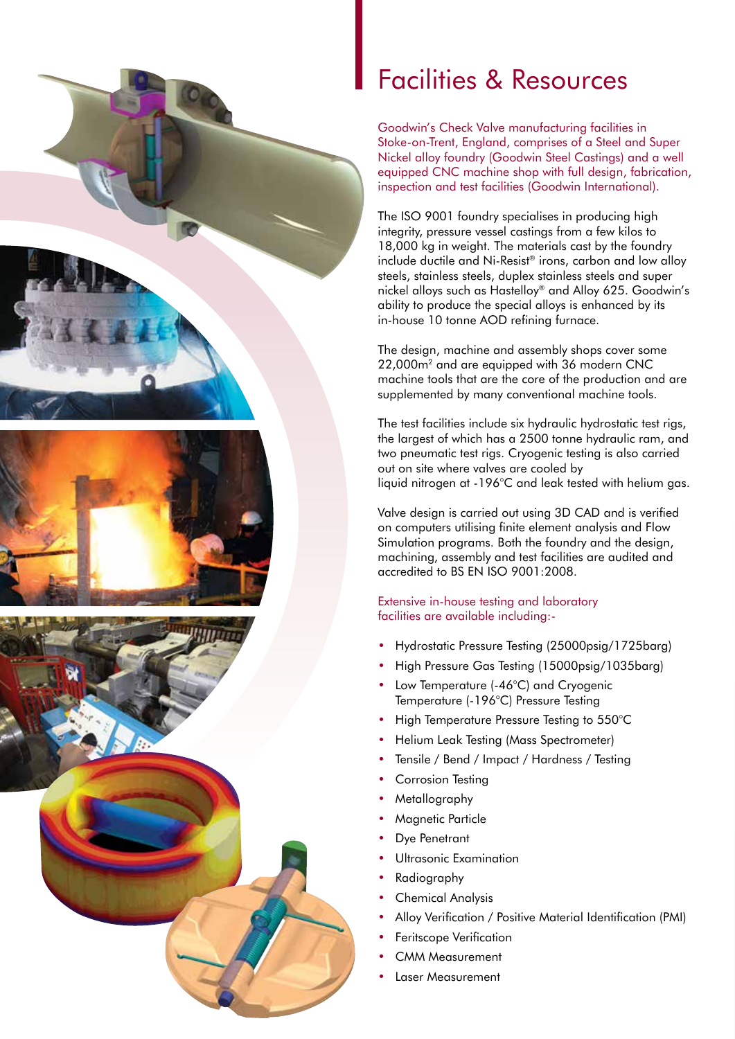# Facilities & Resources

Goodwin's Check Valve manufacturing facilities in Stoke-on-Trent, England, comprises of a Steel and Super Nickel alloy foundry (Goodwin Steel Castings) and a well equipped CNC machine shop with full design, fabrication, inspection and test facilities (Goodwin International).

The ISO 9001 foundry specialises in producing high integrity, pressure vessel castings from a few kilos to 18,000 kg in weight. The materials cast by the foundry include ductile and Ni-Resist® irons, carbon and low alloy steels, stainless steels, duplex stainless steels and super nickel alloys such as Hastelloy® and Alloy 625. Goodwin's ability to produce the special alloys is enhanced by its in-house 10 tonne AOD refining furnace.

The design, machine and assembly shops cover some 22,000m² and are equipped with 36 modern CNC machine tools that are the core of the production and are supplemented by many conventional machine tools.

The test facilities include six hydraulic hydrostatic test rigs, the largest of which has a 2500 tonne hydraulic ram, and two pneumatic test rigs. Cryogenic testing is also carried out on site where valves are cooled by liquid nitrogen at -196°C and leak tested with helium gas.

Valve design is carried out using 3D CAD and is verified on computers utilising finite element analysis and Flow Simulation programs. Both the foundry and the design, machining, assembly and test facilities are audited and accredited to BS EN ISO 9001:2008.

Extensive in-house testing and laboratory facilities are available including:-

- Hydrostatic Pressure Testing (25000psig/1725barg)
- High Pressure Gas Testing (15000psig/1035barg)
- Low Temperature (-46°C) and Cryogenic Temperature (-196°C) Pressure Testing
- High Temperature Pressure Testing to 550°C
- Helium Leak Testing (Mass Spectrometer)
- Tensile / Bend / Impact / Hardness / Testing
- Corrosion Testing
- Metallography
- Magnetic Particle
- Dye Penetrant
- Ultrasonic Examination
- Radiography
- Chemical Analysis
- Alloy Verification / Positive Material Identification (PMI)
- Feritscope Verification
- CMM Measurement
- Laser Measurement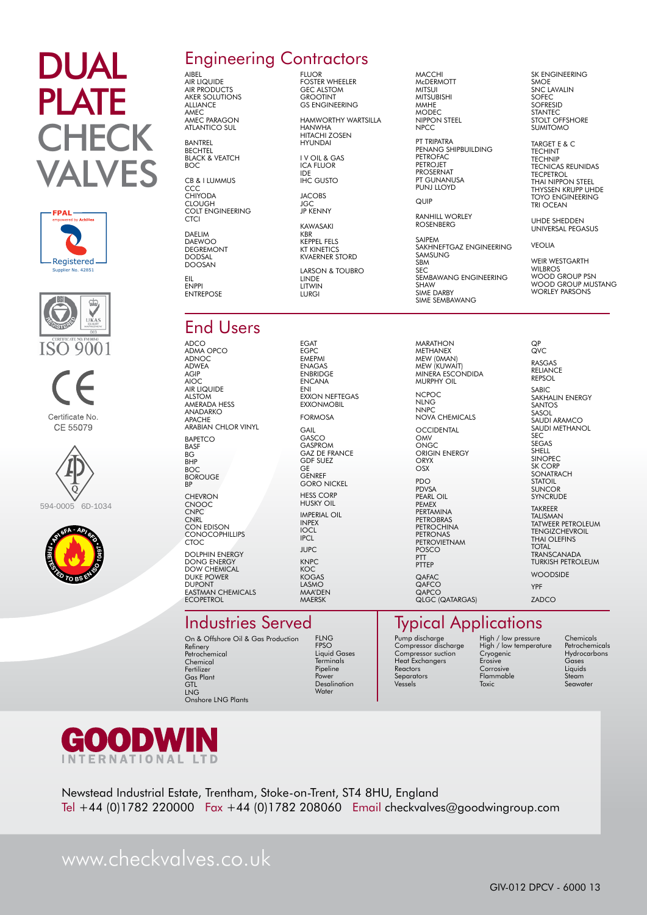# DUAL PLATE CHECK VALVES

FPAL empowered by Achilles
Registered
Supplier No. 42851

ISO 9001

Certificate No.
CE 55079

594-0005 6D-1034

API 6FA - API 6FD
FIRETESTED TO BS EN ISO 10497

## Engineering Contractors

AIBEL
AIR LIQUIDE
AIR PRODUCTS
AKER SOLUTIONS
ALLIANCE
AMEC
AMEC PARAGON
ATLANTICO SUL

BANTREL
BECHTEL
BLACK & VEATCH
BOC

CB & I LUMMUS
CCC
CHIYODA
CLOUGH
COLT ENGINEERING
CTCI

DAELIM
DAEWOO
DEGREMONT
DODSAL
DOOSAN

EIL
ENPPI
ENTREPOSE

FLUOR
FOSTER WHEELER
GEC ALSTOM
GROOTINT
GS ENGINEERING

HAMWORTHY WARTSILLA
HANWHA
HITACHI ZOSEN
HYUNDAI

I V OIL & GAS
ICA FLUOR
IDE
IHC GUSTO

JACOBS
JGC
JP KENNY

KAWASAKI
KBR
KEPPEL FELS
KT KINETICS
KVAERNER STORD

LARSON & TOUBRO
LINDE
LITWIN
LURGI

MACCHI
McDERMOTT
MITSUI
MITSUBISHI
MMHE
MODEC
NIPPON STEEL
NPCC

PT TRIPATRA
PENANG SHIPBUILDING
PETROFAC
PETROJET
PROSERNAT
PT GUNANUSA
PUNJ LLOYD

QUIP

RANHILL WORLEY
ROSENBERG

SAIPEM
SAKHNEFTGAZ ENGINEERING
SAMSUNG
SBM
SEC
SEMBAWANG ENGINEERING
SHAW
SIME DARBY
SIME SEMBAWANG

SK ENGINEERING
SMOE
SNC LAVALIN
SOFEC
SOFRESID
STANTEC
STOLT OFFSHORE
SUMITOMO

TARGET E & C
TECHINT
TECHNIP
TECNICAS REUNIDAS
TECPETROL
THAI NIPPON STEEL
THYSSEN KRUPP UHDE
TOYO ENGINEERING
TRI OCEAN

UHDE SHEDDEN
UNIVERSAL PEGASUS

VEOLIA

WEIR WESTGARTH
WILBROS
WOOD GROUP PSN
WOOD GROUP MUSTANG
WORLEY PARSONS

## End Users

ADCO
ADMA OPCO
ADNOC
ADWEA
AGIP
AIOC
AIR LIQUIDE
ALSTOM
AMERADA HESS
ANADARKO
APACHE
ARABIAN CHLOR VINYL

BAPETCO
BASF
BG
BHP
BOC
BOROUGE
BP

CHEVRON
CNOOC
CNPC
CNRL
CON EDISON
CONOCOPHILLIPS
CTOC

DOLPHIN ENERGY
DONG ENERGY
DOW CHEMICAL
DUKE POWER
DUPONT
EASTMAN CHEMICALS
ECOPETROL

EGAT
EGPC
EMEPMI
ENAGAS
ENBRIDGE
ENCANA
ENI
EXXON NEFTEGAS
EXXONMOBIL

FORMOSA

GAIL
GASCO
GASPROM
GAZ DE FRANCE
GDF SUEZ
GE
GENREF
GORO NICKEL

HESS CORP
HUSKY OIL

IMPERIAL OIL
INPEX
IOCL
IPCL

JUPC

KNPC
KOC
KOGAS
LASMO
MAA'DEN
MAERSK

MARATHON
METHANEX
MEW (OMAN)
MEW (KUWAIT)
MINERA ESCONDIDA
MURPHY OIL

NCPOC
NLNG
NNPC
NOVA CHEMICALS

OCCIDENTAL
OMV
ONGC
ORIGIN ENERGY
ORYX
OSX

PDO
PDVSA
PEARL OIL
PEMEX
PERTAMINA
PETROBRAS
PETROCHINA
PETRONAS
PETROVIETNAM
POSCO
PTT
PTTEP

QAFAC
QAFCO
QAPCO
QLGC (QATARGAS)

QP
QVC

RASGAS
RELIANCE
REPSOL

SABIC
SAKHALIN ENERGY
SANTOS
SASOL
SAUDI ARAMCO
SAUDI METHANOL
SEC
SEGAS
SHELL
SINOPEC
SK CORP
SONATRACH
STATOIL
SUNCOR
SYNCRUDE

TAKREER
TALISMAN
TATWEER PETROLEUM
TENGIZCHEVROIL
THAI OLEFINS
TOTAL
TRANSCANADA
TURKISH PETROLEUM

WOODSIDE

YPF

ZADCO

## Industries Served

On & Offshore Oil & Gas Production
Refinery
Petrochemical
Chemical
Fertilizer
Gas Plant
GTL
LNG
Onshore LNG Plants

FLNG
FPSO
Liquid Gases
Terminals
Pipeline
Power
Desalination
Water

## Typical Applications

Pump discharge
Compressor discharge
Compressor suction
Heat Exchangers
Reactors
Separators
Vessels

High / low pressure
High / low temperature
Cryogenic
Erosive
Corrosive
Flammable
Toxic

Chemicals
Petrochemicals
Hydrocarbons
Gases
Liquids
Steam
Seawater

**GOODWIN**
INTERNATIONAL LTD

Newstead Industrial Estate, Trentham, Stoke-on-Trent, ST4 8HU, England
Tel +44 (0)1782 220000 Fax +44 (0)1782 208060 Email checkvalves@goodwingroup.com

www.checkvalves.co.uk

GIV-012 DPCV - 6000 13